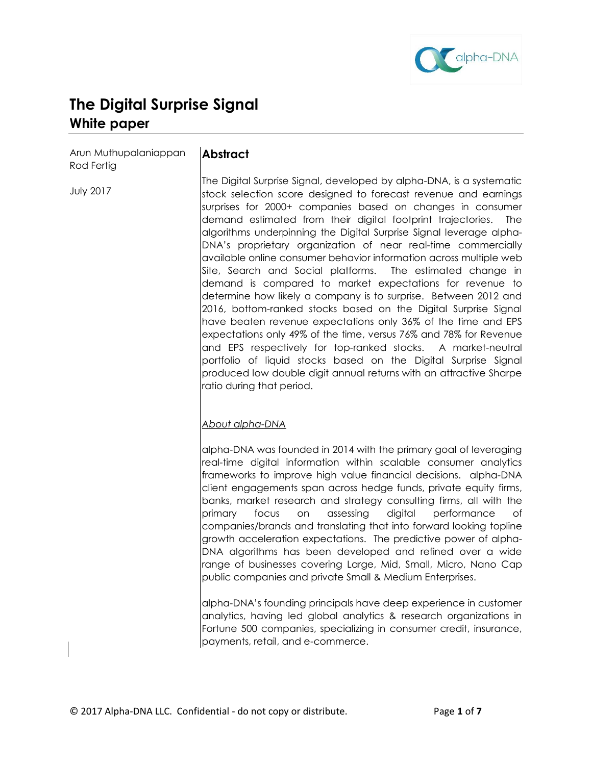# The Digital Surprise Signal

## White paper

Arun Muthupalaniappan
Rod Fertig

July 2017

## Abstract

The Digital Surprise Signal, developed by alpha-DNA, is a systematic stock selection score designed to forecast revenue and earnings surprises for 2000+ companies based on changes in consumer demand estimated from their digital footprint trajectories. The algorithms underpinning the Digital Surprise Signal leverage alpha-DNA's proprietary organization of near real-time commercially available online consumer behavior information across multiple web Site, Search and Social platforms. The estimated change in demand is compared to market expectations for revenue to determine how likely a company is to surprise. Between 2012 and 2016, bottom-ranked stocks based on the Digital Surprise Signal have beaten revenue expectations only 36% of the time and EPS expectations only 49% of the time, versus 76% and 78% for Revenue and EPS respectively for top-ranked stocks. A market-neutral portfolio of liquid stocks based on the Digital Surprise Signal produced low double digit annual returns with an attractive Sharpe ratio during that period.

*About alpha-DNA*

alpha-DNA was founded in 2014 with the primary goal of leveraging real-time digital information within scalable consumer analytics frameworks to improve high value financial decisions. alpha-DNA client engagements span across hedge funds, private equity firms, banks, market research and strategy consulting firms, all with the primary focus on assessing digital performance of companies/brands and translating that into forward looking topline growth acceleration expectations. The predictive power of alpha-DNA algorithms has been developed and refined over a wide range of businesses covering Large, Mid, Small, Micro, Nano Cap public companies and private Small & Medium Enterprises.

alpha-DNA's founding principals have deep experience in customer analytics, having led global analytics & research organizations in Fortune 500 companies, specializing in consumer credit, insurance, payments, retail, and e-commerce.

© 2017 Alpha-DNA LLC. Confidential - do not copy or distribute.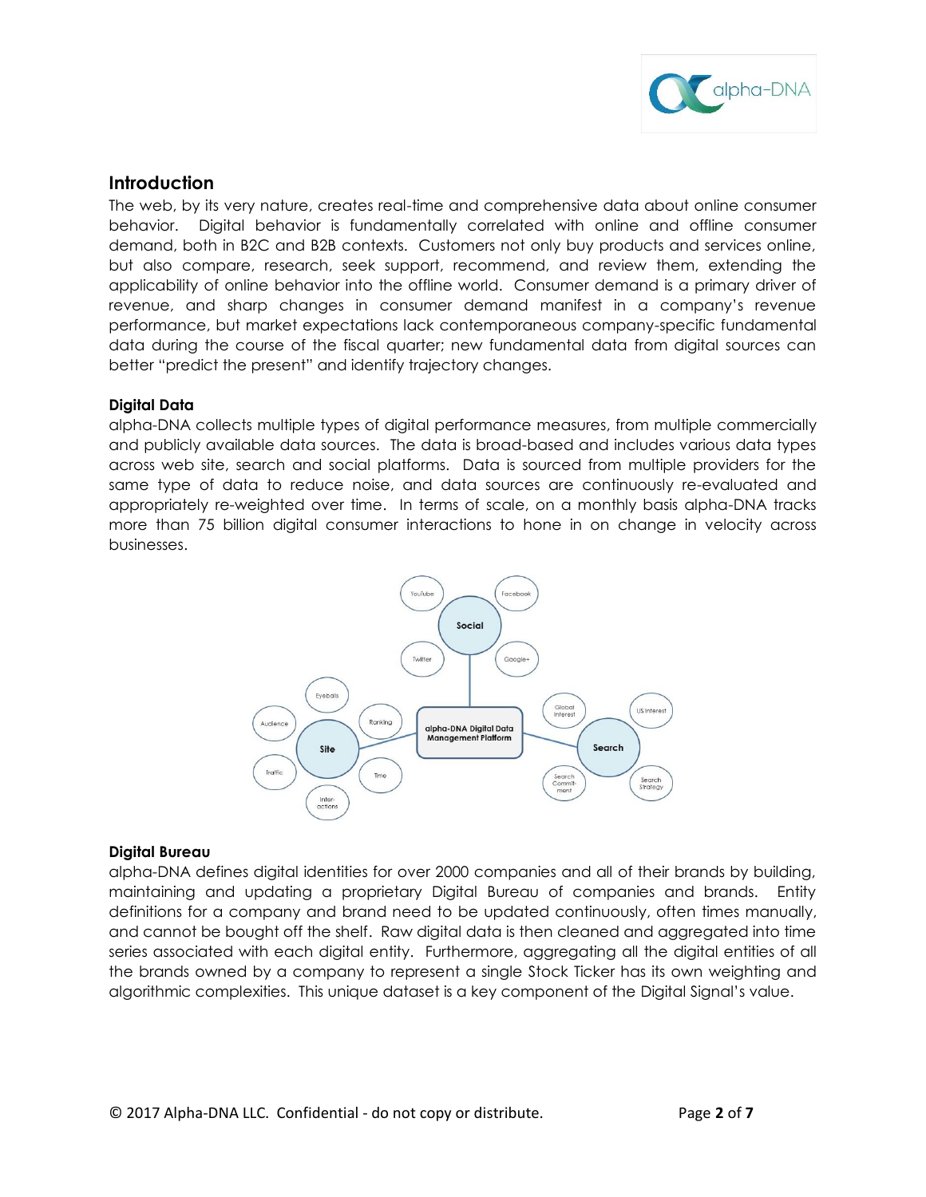## Introduction

The web, by its very nature, creates real-time and comprehensive data about online consumer behavior. Digital behavior is fundamentally correlated with online and offline consumer demand, both in B2C and B2B contexts. Customers not only buy products and services online, but also compare, research, seek support, recommend, and review them, extending the applicability of online behavior into the offline world. Consumer demand is a primary driver of revenue, and sharp changes in consumer demand manifest in a company's revenue performance, but market expectations lack contemporaneous company-specific fundamental data during the course of the fiscal quarter; new fundamental data from digital sources can better "predict the present" and identify trajectory changes.

### Digital Data

alpha-DNA collects multiple types of digital performance measures, from multiple commercially and publicly available data sources. The data is broad-based and includes various data types across web site, search and social platforms. Data is sourced from multiple providers for the same type of data to reduce noise, and data sources are continuously re-evaluated and appropriately re-weighted over time. In terms of scale, on a monthly basis alpha-DNA tracks more than 75 billion digital consumer interactions to hone in on change in velocity across businesses.

### Digital Bureau

alpha-DNA defines digital identities for over 2000 companies and all of their brands by building, maintaining and updating a proprietary Digital Bureau of companies and brands. Entity definitions for a company and brand need to be updated continuously, often times manually, and cannot be bought off the shelf. Raw digital data is then cleaned and aggregated into time series associated with each digital entity. Furthermore, aggregating all the digital entities of all the brands owned by a company to represent a single Stock Ticker has its own weighting and algorithmic complexities. This unique dataset is a key component of the Digital Signal's value.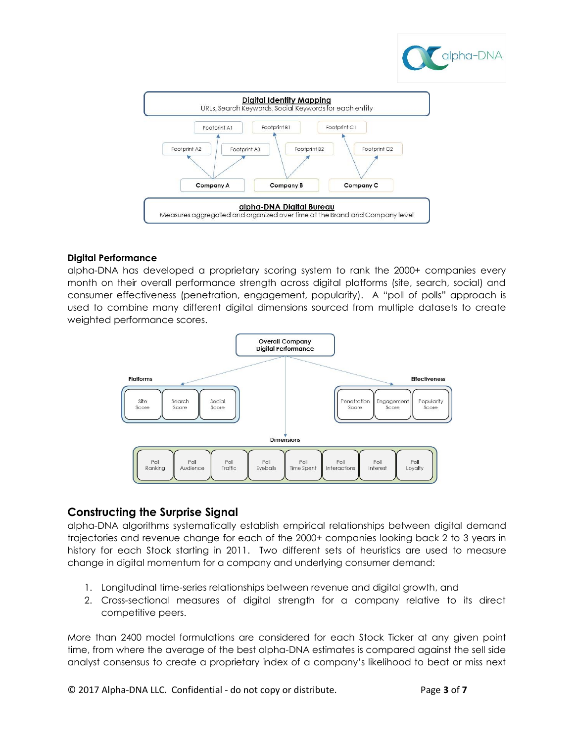**Digital Identity Mapping**
URLs, Search Keywords, Social Keywords for each entity

Footprint A1 | Footprint B1 | Footprint C1
Footprint A2 | Footprint A3 | Footprint B2 | Footprint C2

Company A | Company B | Company C

**alpha-DNA Digital Bureau**
Measures aggregated and organized over time at the Brand and Company level

### Digital Performance

alpha-DNA has developed a proprietary scoring system to rank the 2000+ companies every month on their overall performance strength across digital platforms (site, search, social) and consumer effectiveness (penetration, engagement, popularity). A "poll of polls" approach is used to combine many different digital dimensions sourced from multiple datasets to create weighted performance scores.

**Overall Company Digital Performance**

**Platforms**: Site Score | Search Score | Social Score

**Effectiveness**: Penetration Score | Engagement Score | Popularity Score

**Dimensions**: Poll Ranking | Poll Audience | Poll Traffic | Poll Eyeballs | Poll Time Spent | Poll Interactions | Poll Interest | Poll Loyalty

## Constructing the Surprise Signal

alpha-DNA algorithms systematically establish empirical relationships between digital demand trajectories and revenue change for each of the 2000+ companies looking back 2 to 3 years in history for each Stock starting in 2011. Two different sets of heuristics are used to measure change in digital momentum for a company and underlying consumer demand:

1. Longitudinal time-series relationships between revenue and digital growth, and
2. Cross-sectional measures of digital strength for a company relative to its direct competitive peers.

More than 2400 model formulations are considered for each Stock Ticker at any given point time, from where the average of the best alpha-DNA estimates is compared against the sell side analyst consensus to create a proprietary index of a company's likelihood to beat or miss next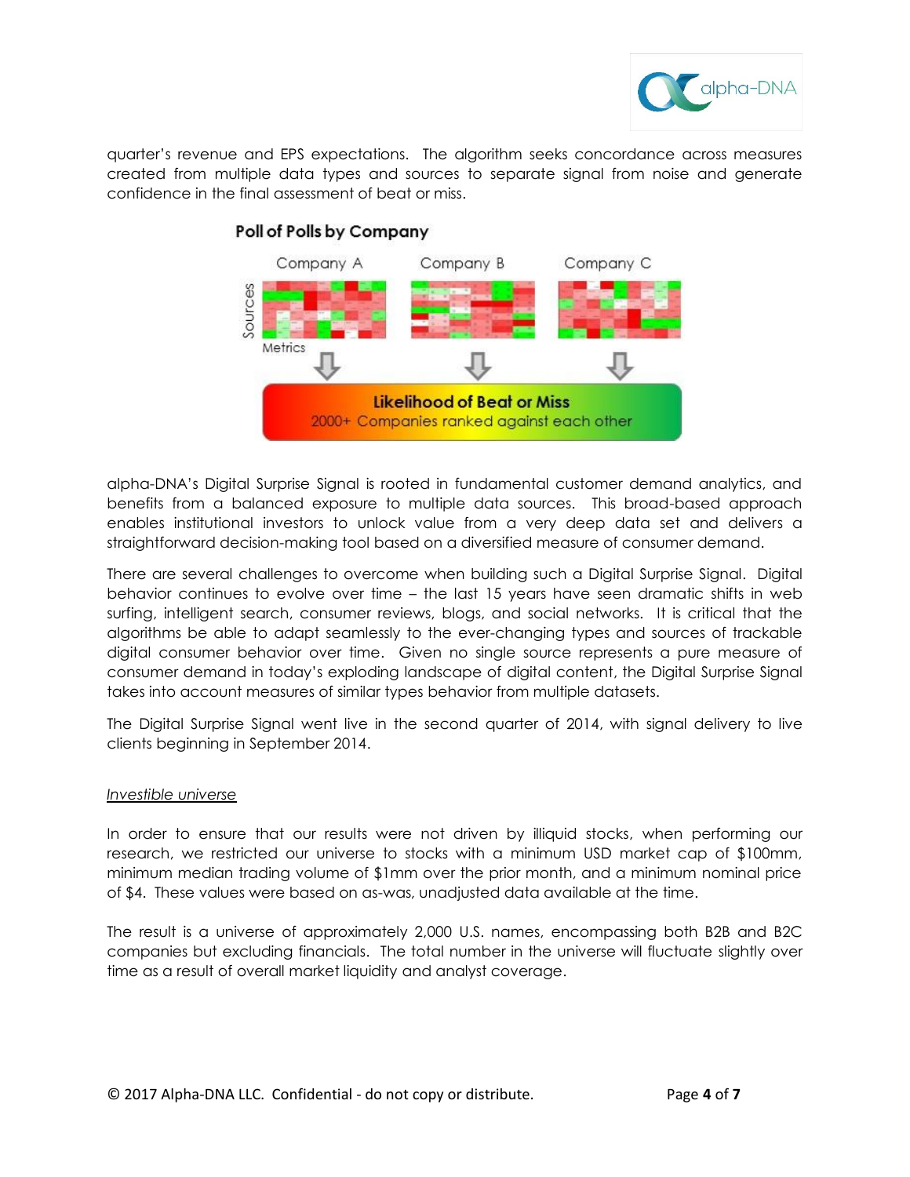quarter's revenue and EPS expectations. The algorithm seeks concordance across measures created from multiple data types and sources to separate signal from noise and generate confidence in the final assessment of beat or miss.

**Poll of Polls by Company**

Company A Company B Company C

Sources

Metrics

**Likelihood of Beat or Miss**
2000+ Companies ranked against each other

alpha-DNA's Digital Surprise Signal is rooted in fundamental customer demand analytics, and benefits from a balanced exposure to multiple data sources. This broad-based approach enables institutional investors to unlock value from a very deep data set and delivers a straightforward decision-making tool based on a diversified measure of consumer demand.

There are several challenges to overcome when building such a Digital Surprise Signal. Digital behavior continues to evolve over time – the last 15 years have seen dramatic shifts in web surfing, intelligent search, consumer reviews, blogs, and social networks. It is critical that the algorithms be able to adapt seamlessly to the ever-changing types and sources of trackable digital consumer behavior over time. Given no single source represents a pure measure of consumer demand in today's exploding landscape of digital content, the Digital Surprise Signal takes into account measures of similar types behavior from multiple datasets.

The Digital Surprise Signal went live in the second quarter of 2014, with signal delivery to live clients beginning in September 2014.

*Investible universe*

In order to ensure that our results were not driven by illiquid stocks, when performing our research, we restricted our universe to stocks with a minimum USD market cap of $100mm, minimum median trading volume of $1mm over the prior month, and a minimum nominal price of $4. These values were based on as-was, unadjusted data available at the time.

The result is a universe of approximately 2,000 U.S. names, encompassing both B2B and B2C companies but excluding financials. The total number in the universe will fluctuate slightly over time as a result of overall market liquidity and analyst coverage.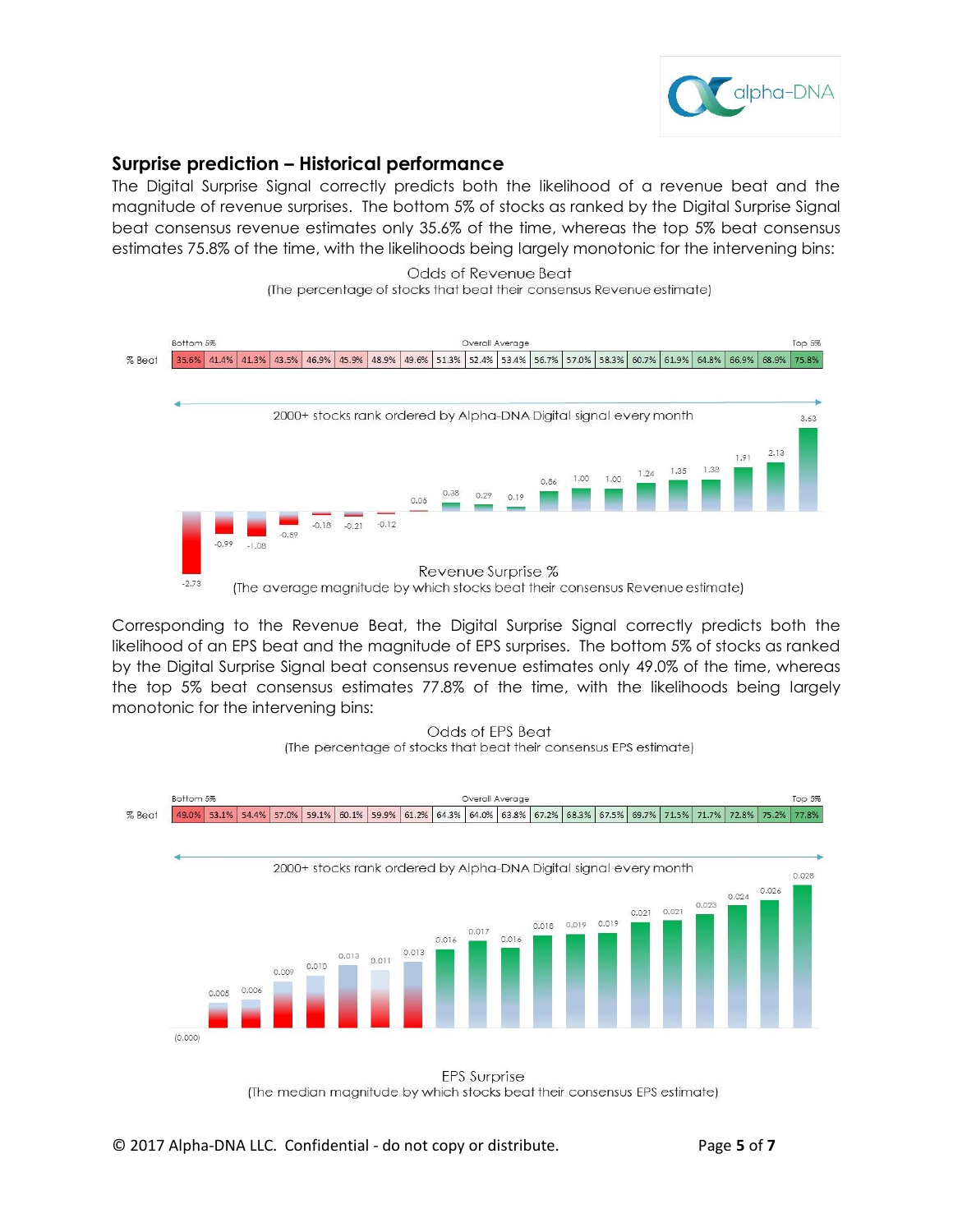## Surprise prediction – Historical performance

The Digital Surprise Signal correctly predicts both the likelihood of a revenue beat and the magnitude of revenue surprises. The bottom 5% of stocks as ranked by the Digital Surprise Signal beat consensus revenue estimates only 35.6% of the time, whereas the top 5% beat consensus estimates 75.8% of the time, with the likelihoods being largely monotonic for the intervening bins:

Odds of Revenue Beat
(The percentage of stocks that beat their consensus Revenue estimate)

| | Bottom 5% | | | | | | | | | Overall Average | | | | | | | | | | Top 5% |
|---|---|---|---|---|---|---|---|---|---|---|---|---|---|---|---|---|---|---|---|---|
| % Beat | 35.6% | 41.4% | 41.3% | 43.5% | 46.9% | 45.9% | 48.9% | 49.6% | 51.3% | 52.4% | 53.4% | 56.7% | 57.0% | 58.3% | 60.7% | 61.9% | 64.8% | 66.9% | 68.9% | 75.8% |

2000+ stocks rank ordered by Alpha-DNA Digital signal every month

| -2.73 | -0.99 | -1.08 | -0.59 | -0.18 | -0.21 | -0.12 | 0.05 | 0.38 | 0.29 | 0.19 | 0.86 | 1.00 | 1.00 | 1.24 | 1.35 | 1.38 | 1.91 | 2.13 | 3.63 |
|---|---|---|---|---|---|---|---|---|---|---|---|---|---|---|---|---|---|---|---|

Revenue Surprise %
(The average magnitude by which stocks beat their consensus Revenue estimate)

Corresponding to the Revenue Beat, the Digital Surprise Signal correctly predicts both the likelihood of an EPS beat and the magnitude of EPS surprises. The bottom 5% of stocks as ranked by the Digital Surprise Signal beat consensus revenue estimates only 49.0% of the time, whereas the top 5% beat consensus estimates 77.8% of the time, with the likelihoods being largely monotonic for the intervening bins:

Odds of EPS Beat
(The percentage of stocks that beat their consensus EPS estimate)

| | Bottom 5% | | | | | | | | | Overall Average | | | | | | | | | | Top 5% |
|---|---|---|---|---|---|---|---|---|---|---|---|---|---|---|---|---|---|---|---|---|
| % Beat | 49.0% | 53.1% | 54.4% | 57.0% | 59.1% | 60.1% | 59.9% | 61.2% | 64.3% | 64.0% | 63.8% | 67.2% | 68.3% | 67.5% | 69.7% | 71.5% | 71.7% | 72.8% | 75.2% | 77.8% |

2000+ stocks rank ordered by Alpha-DNA Digital signal every month

| (0.000) | 0.005 | 0.006 | 0.009 | 0.010 | 0.013 | 0.011 | 0.013 | 0.016 | 0.017 | 0.016 | 0.018 | 0.019 | 0.019 | 0.021 | 0.021 | 0.023 | 0.024 | 0.026 | 0.028 |
|---|---|---|---|---|---|---|---|---|---|---|---|---|---|---|---|---|---|---|---|

EPS Surprise
(The median magnitude by which stocks beat their consensus EPS estimate)

© 2017 Alpha-DNA LLC. Confidential - do not copy or distribute.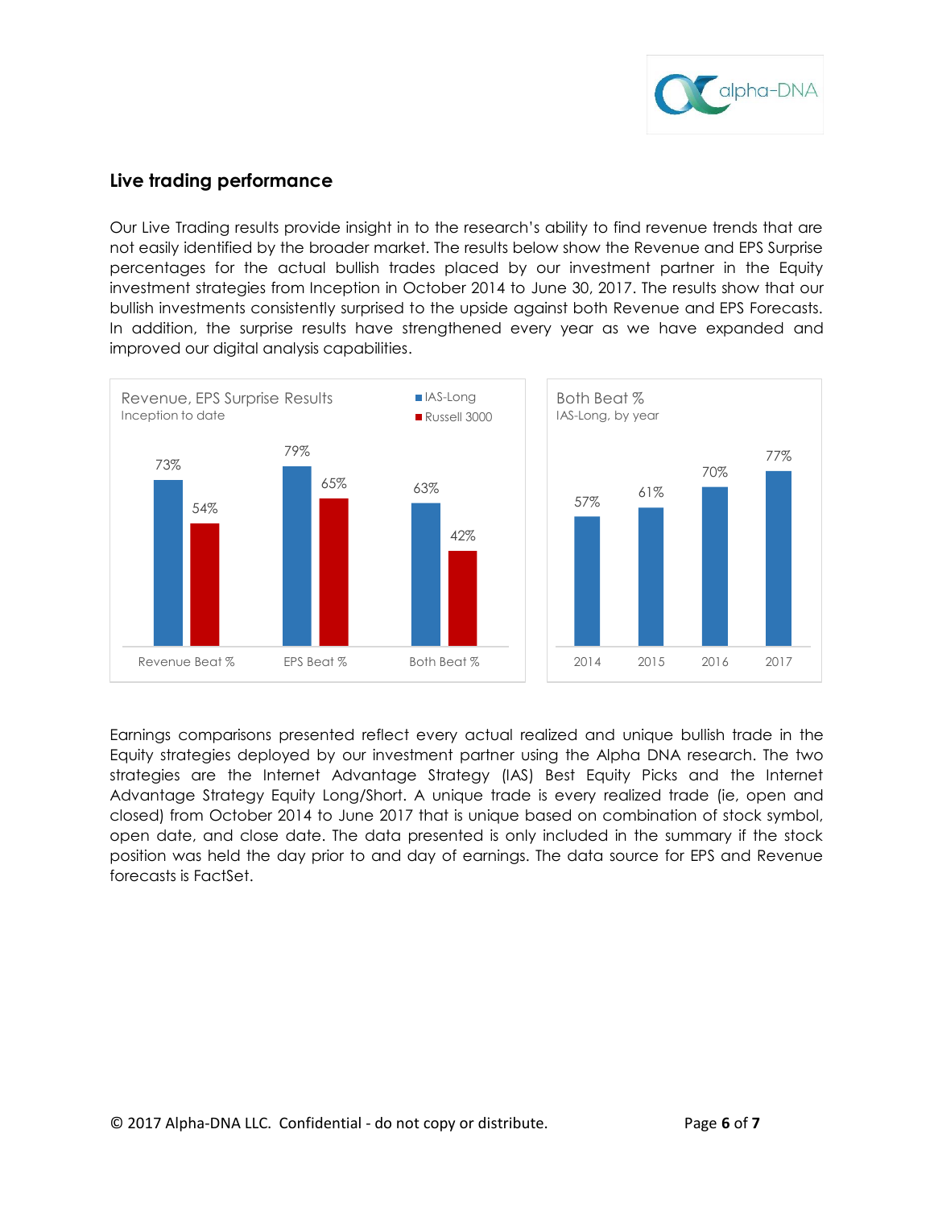## Live trading performance

Our Live Trading results provide insight in to the research's ability to find revenue trends that are not easily identified by the broader market. The results below show the Revenue and EPS Surprise percentages for the actual bullish trades placed by our investment partner in the Equity investment strategies from Inception in October 2014 to June 30, 2017. The results show that our bullish investments consistently surprised to the upside against both Revenue and EPS Forecasts. In addition, the surprise results have strengthened every year as we have expanded and improved our digital analysis capabilities.

**Revenue, EPS Surprise Results**
Inception to date

| | IAS-Long | Russell 3000 |
|---|---|---|
| Revenue Beat % | 73% | 54% |
| EPS Beat % | 79% | 65% |
| Both Beat % | 63% | 42% |

**Both Beat %**
IAS-Long, by year

| 2014 | 2015 | 2016 | 2017 |
|---|---|---|---|
| 57% | 61% | 70% | 77% |

Earnings comparisons presented reflect every actual realized and unique bullish trade in the Equity strategies deployed by our investment partner using the Alpha DNA research. The two strategies are the Internet Advantage Strategy (IAS) Best Equity Picks and the Internet Advantage Strategy Equity Long/Short. A unique trade is every realized trade (ie, open and closed) from October 2014 to June 2017 that is unique based on combination of stock symbol, open date, and close date. The data presented is only included in the summary if the stock position was held the day prior to and day of earnings. The data source for EPS and Revenue forecasts is FactSet.

© 2017 Alpha-DNA LLC. Confidential - do not copy or distribute.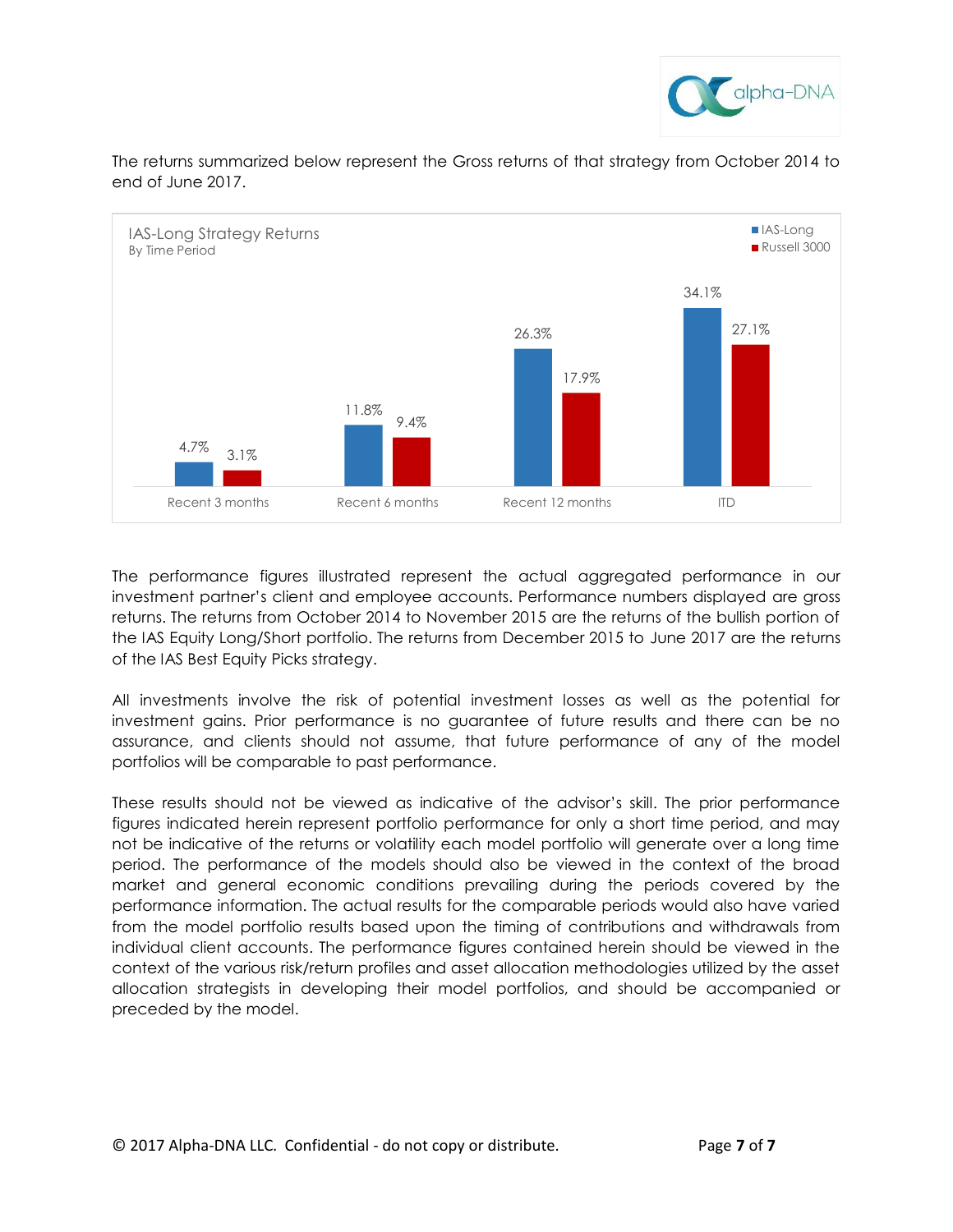The returns summarized below represent the Gross returns of that strategy from October 2014 to end of June 2017.

IAS-Long Strategy Returns
By Time Period

IAS-Long
Russell 3000

4.7%
3.1%
11.8%
9.4%
26.3%
17.9%
34.1%
27.1%

Recent 3 months
Recent 6 months
Recent 12 months
ITD

The performance figures illustrated represent the actual aggregated performance in our investment partner's client and employee accounts. Performance numbers displayed are gross returns. The returns from October 2014 to November 2015 are the returns of the bullish portion of the IAS Equity Long/Short portfolio. The returns from December 2015 to June 2017 are the returns of the IAS Best Equity Picks strategy.

All investments involve the risk of potential investment losses as well as the potential for investment gains. Prior performance is no guarantee of future results and there can be no assurance, and clients should not assume, that future performance of any of the model portfolios will be comparable to past performance.

These results should not be viewed as indicative of the advisor's skill. The prior performance figures indicated herein represent portfolio performance for only a short time period, and may not be indicative of the returns or volatility each model portfolio will generate over a long time period. The performance of the models should also be viewed in the context of the broad market and general economic conditions prevailing during the periods covered by the performance information. The actual results for the comparable periods would also have varied from the model portfolio results based upon the timing of contributions and withdrawals from individual client accounts. The performance figures contained herein should be viewed in the context of the various risk/return profiles and asset allocation methodologies utilized by the asset allocation strategists in developing their model portfolios, and should be accompanied or preceded by the model.

© 2017 Alpha-DNA LLC. Confidential - do not copy or distribute.